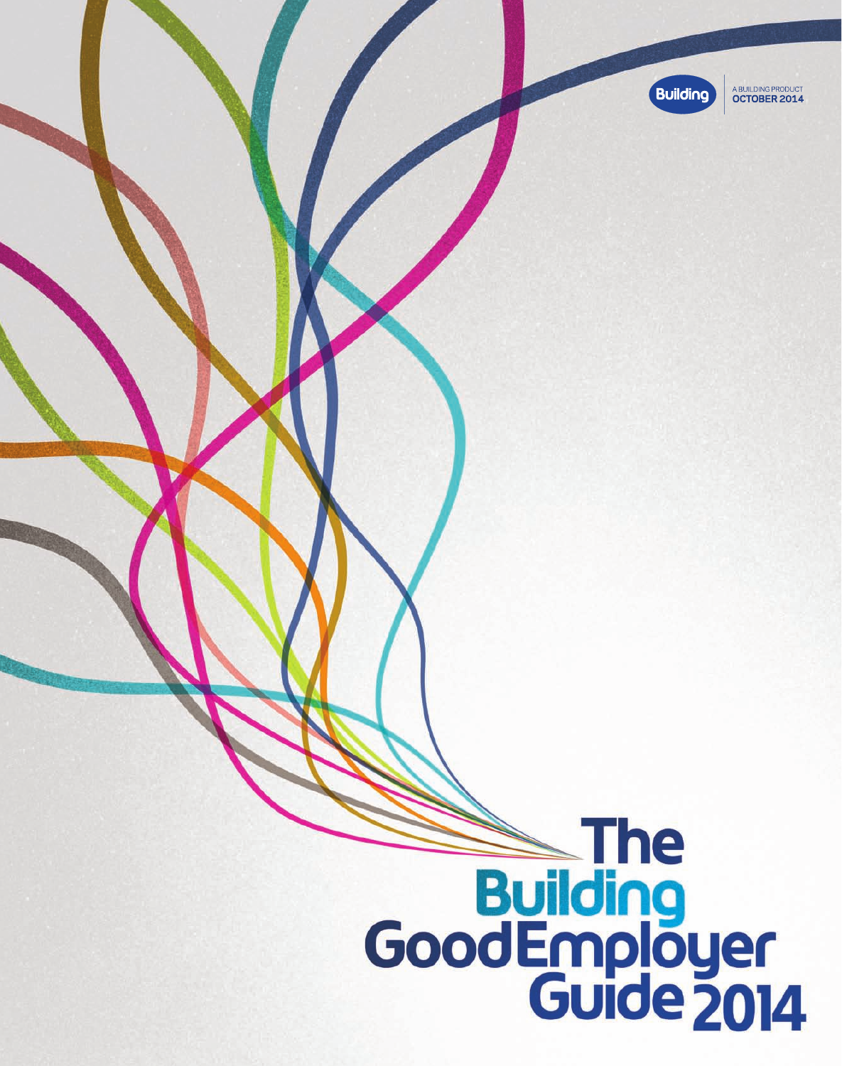Building

A BUILDING PRODUCT
**OCTOBER 2014**

# The Building Good Employer Guide 2014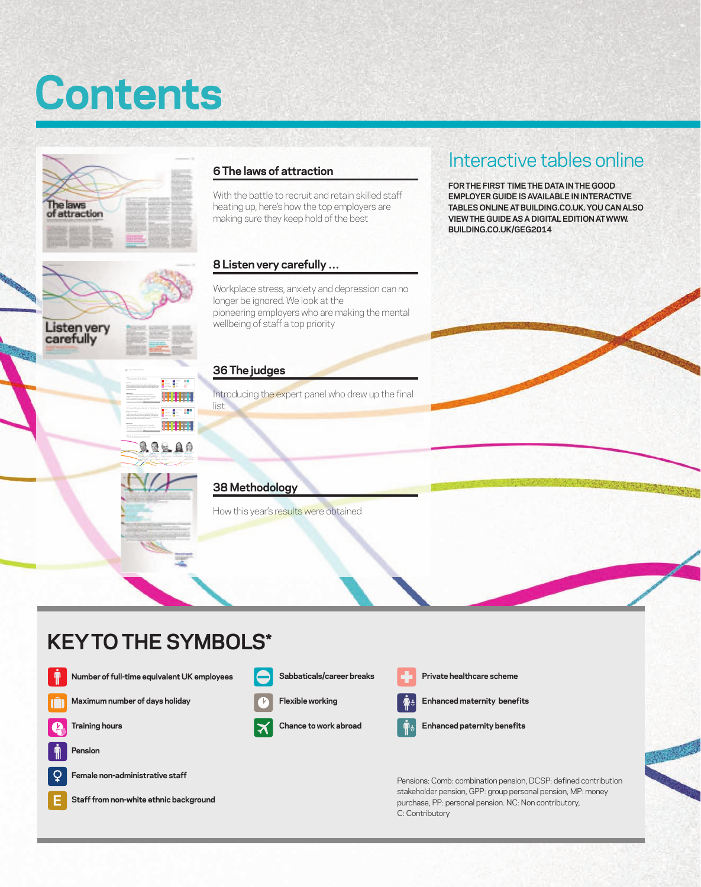# Contents

## 6 The laws of attraction

With the battle to recruit and retain skilled staff heating up, here's how the top employers are making sure they keep hold of the best

## 8 Listen very carefully ...

Workplace stress, anxiety and depression can no longer be ignored. We look at the pioneering employers who are making the mental wellbeing of staff a top priority

## 36 The judges

Introducing the expert panel who drew up the final list

## 38 Methodology

How this year's results were obtained

## Interactive tables online

**FOR THE FIRST TIME THE DATA IN THE GOOD EMPLOYER GUIDE IS AVAILABLE IN INTERACTIVE TABLES ONLINE AT BUILDING.CO.UK. YOU CAN ALSO VIEW THE GUIDE AS A DIGITAL EDITION AT WWW.BUILDING.CO.UK/GEG2014**

## KEY TO THE SYMBOLS*

- Number of full-time equivalent UK employees
- Maximum number of days holiday
- Training hours
- Pension
- Female non-administrative staff
- Staff from non-white ethnic background
- Sabbaticals/career breaks
- Flexible working
- Chance to work abroad
- Private healthcare scheme
- Enhanced maternity benefits
- Enhanced paternity benefits

Pensions: Comb: combination pension, DCSP: defined contribution stakeholder pension, GPP: group personal pension, MP: money purchase, PP: personal pension. NC: Non contributory, C: Contributory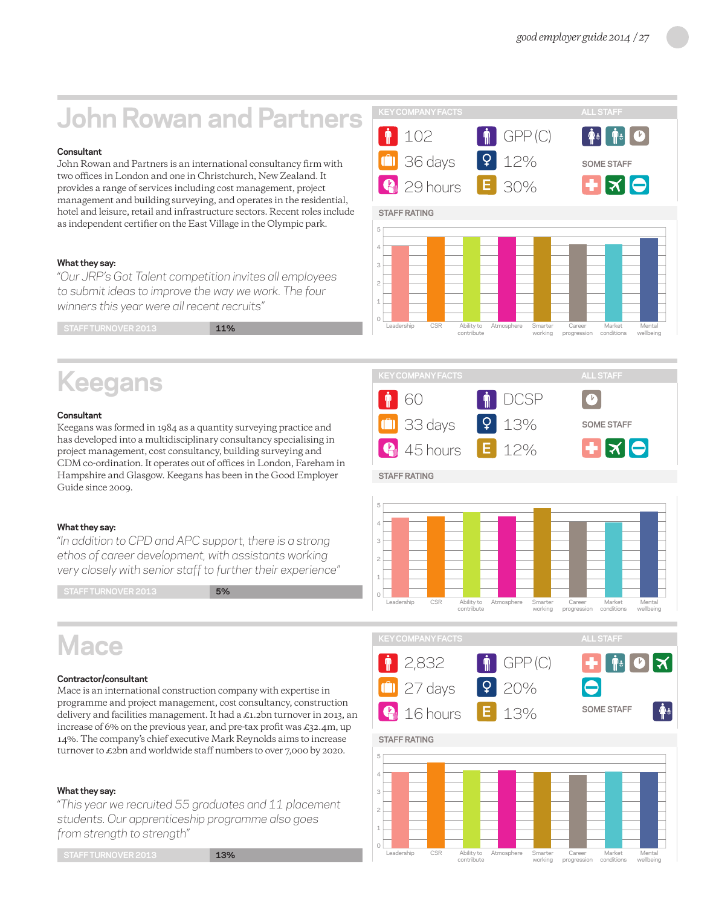## John Rowan and Partners

**Consultant**

John Rowan and Partners is an international consultancy firm with two offices in London and one in Christchurch, New Zealand. It provides a range of services including cost management, project management and building surveying, and operates in the residential, hotel and leisure, retail and infrastructure sectors. Recent roles include as independent certifier on the East Village in the Olympic park.

**What they say:**

*"Our JRP's Got Talent competition invites all employees to submit ideas to improve the way we work. The four winners this year were all recent recruits"*

STAFF TURNOVER 2013 11%

KEY COMPANY FACTS

102
36 days
29 hours
GPP (C)
12%
30%

ALL STAFF

SOME STAFF

STAFF RATING

5
4
3
2
1
0
Leadership
CSR
Ability to contribute
Atmosphere
Smarter working
Career progression
Market conditions
Mental wellbeing

## Keegans

**Consultant**

Keegans was formed in 1984 as a quantity surveying practice and has developed into a multidisciplinary consultancy specialising in project management, cost consultancy, building surveying and CDM co-ordination. It operates out of offices in London, Fareham in Hampshire and Glasgow. Keegans has been in the Good Employer Guide since 2009.

**What they say:**

*"In addition to CPD and APC support, there is a strong ethos of career development, with assistants working very closely with senior staff to further their experience"*

STAFF TURNOVER 2013 5%

KEY COMPANY FACTS

60
33 days
45 hours
DCSP
13%
12%

ALL STAFF

SOME STAFF

STAFF RATING

5
4
3
2
1
0
Leadership
CSR
Ability to contribute
Atmosphere
Smarter working
Career progression
Market conditions
Mental wellbeing

## Mace

**Contractor/consultant**

Mace is an international construction company with expertise in programme and project management, cost consultancy, construction delivery and facilities management. It had a £1.2bn turnover in 2013, an increase of 6% on the previous year, and pre-tax profit was £32.4m, up 14%. The company's chief executive Mark Reynolds aims to increase turnover to £2bn and worldwide staff numbers to over 7,000 by 2020.

**What they say:**

*"This year we recruited 55 graduates and 11 placement students. Our apprenticeship programme also goes from strength to strength"*

STAFF TURNOVER 2013 13%

KEY COMPANY FACTS

2,832
27 days
16 hours
GPP (C)
20%
13%

ALL STAFF

SOME STAFF

STAFF RATING

5
4
3
2
1
0
Leadership
CSR
Ability to contribute
Atmosphere
Smarter working
Career progression
Market conditions
Mental wellbeing